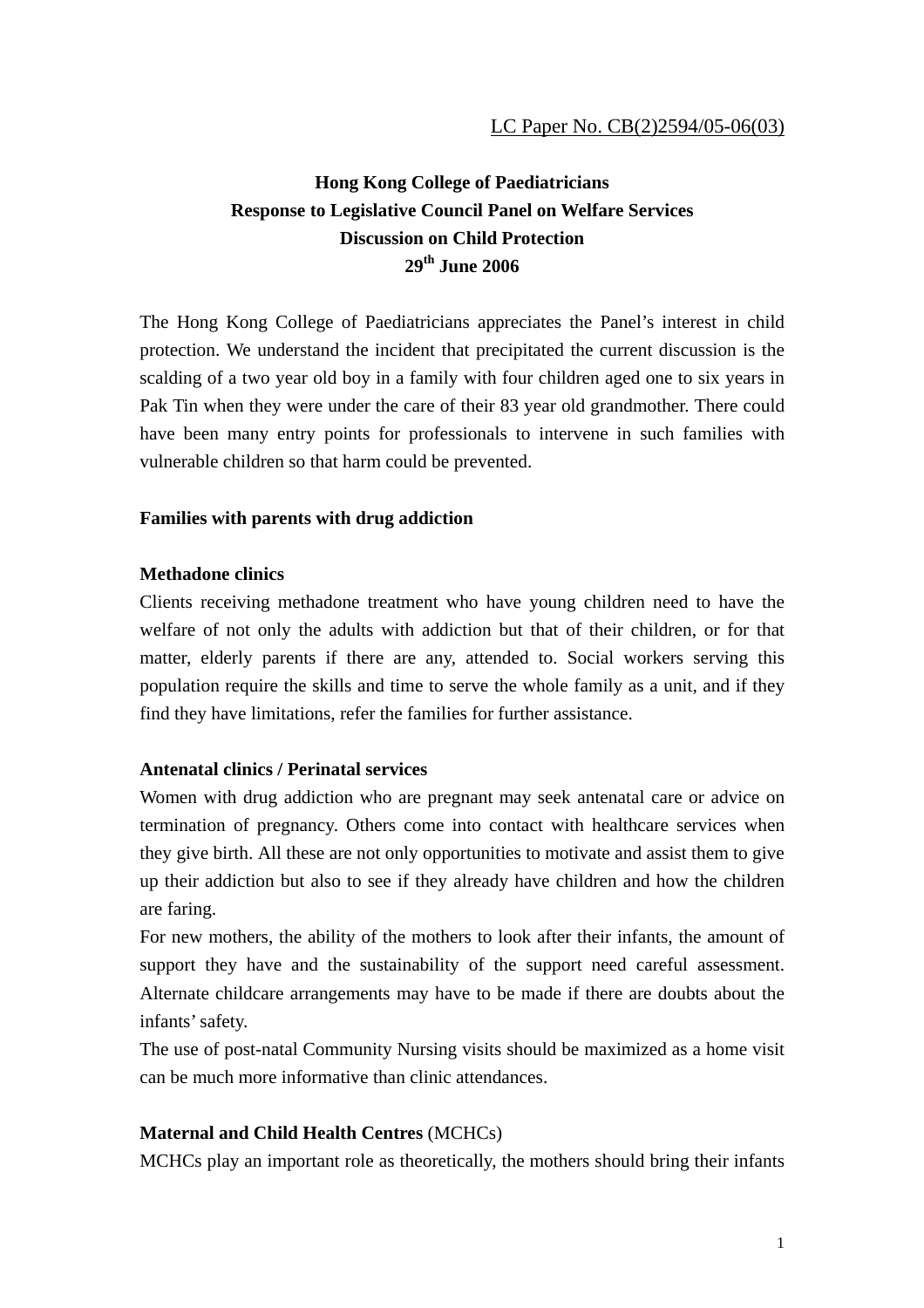LC Paper No. CB(2)2594/05-06(03)

**Hong Kong College of Paediatricians**
**Response to Legislative Council Panel on Welfare Services**
**Discussion on Child Protection**
**29th June 2006**

The Hong Kong College of Paediatricians appreciates the Panel's interest in child protection. We understand the incident that precipitated the current discussion is the scalding of a two year old boy in a family with four children aged one to six years in Pak Tin when they were under the care of their 83 year old grandmother. There could have been many entry points for professionals to intervene in such families with vulnerable children so that harm could be prevented.

**Families with parents with drug addiction**

**Methadone clinics**

Clients receiving methadone treatment who have young children need to have the welfare of not only the adults with addiction but that of their children, or for that matter, elderly parents if there are any, attended to. Social workers serving this population require the skills and time to serve the whole family as a unit, and if they find they have limitations, refer the families for further assistance.

**Antenatal clinics / Perinatal services**

Women with drug addiction who are pregnant may seek antenatal care or advice on termination of pregnancy. Others come into contact with healthcare services when they give birth. All these are not only opportunities to motivate and assist them to give up their addiction but also to see if they already have children and how the children are faring.

For new mothers, the ability of the mothers to look after their infants, the amount of support they have and the sustainability of the support need careful assessment. Alternate childcare arrangements may have to be made if there are doubts about the infants' safety.

The use of post-natal Community Nursing visits should be maximized as a home visit can be much more informative than clinic attendances.

**Maternal and Child Health Centres** (MCHCs)

MCHCs play an important role as theoretically, the mothers should bring their infants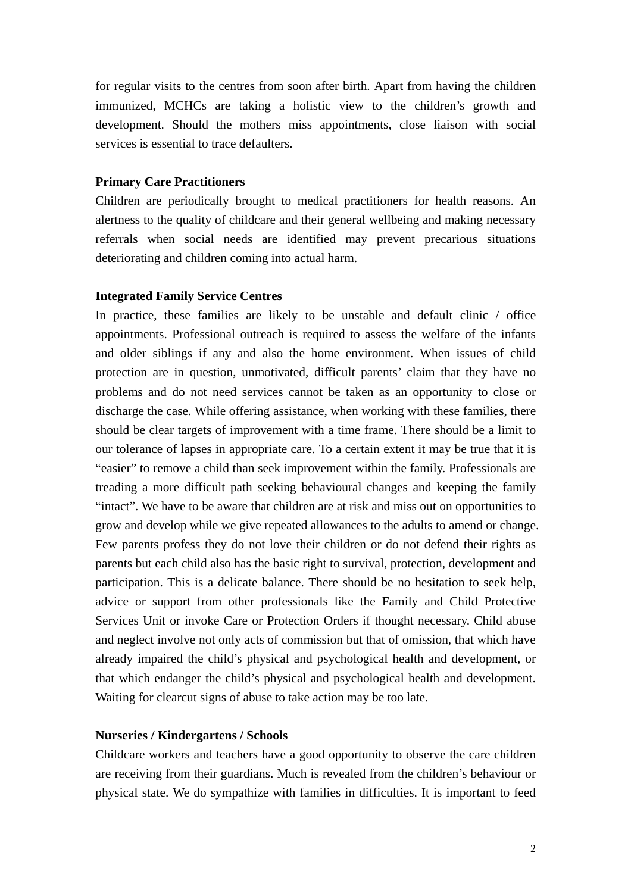for regular visits to the centres from soon after birth. Apart from having the children immunized, MCHCs are taking a holistic view to the children's growth and development. Should the mothers miss appointments, close liaison with social services is essential to trace defaulters.

**Primary Care Practitioners**

Children are periodically brought to medical practitioners for health reasons. An alertness to the quality of childcare and their general wellbeing and making necessary referrals when social needs are identified may prevent precarious situations deteriorating and children coming into actual harm.

**Integrated Family Service Centres**

In practice, these families are likely to be unstable and default clinic / office appointments. Professional outreach is required to assess the welfare of the infants and older siblings if any and also the home environment. When issues of child protection are in question, unmotivated, difficult parents' claim that they have no problems and do not need services cannot be taken as an opportunity to close or discharge the case. While offering assistance, when working with these families, there should be clear targets of improvement with a time frame. There should be a limit to our tolerance of lapses in appropriate care. To a certain extent it may be true that it is "easier" to remove a child than seek improvement within the family. Professionals are treading a more difficult path seeking behavioural changes and keeping the family "intact". We have to be aware that children are at risk and miss out on opportunities to grow and develop while we give repeated allowances to the adults to amend or change. Few parents profess they do not love their children or do not defend their rights as parents but each child also has the basic right to survival, protection, development and participation. This is a delicate balance. There should be no hesitation to seek help, advice or support from other professionals like the Family and Child Protective Services Unit or invoke Care or Protection Orders if thought necessary. Child abuse and neglect involve not only acts of commission but that of omission, that which have already impaired the child's physical and psychological health and development, or that which endanger the child's physical and psychological health and development. Waiting for clearcut signs of abuse to take action may be too late.

**Nurseries / Kindergartens / Schools**

Childcare workers and teachers have a good opportunity to observe the care children are receiving from their guardians. Much is revealed from the children's behaviour or physical state. We do sympathize with families in difficulties. It is important to feed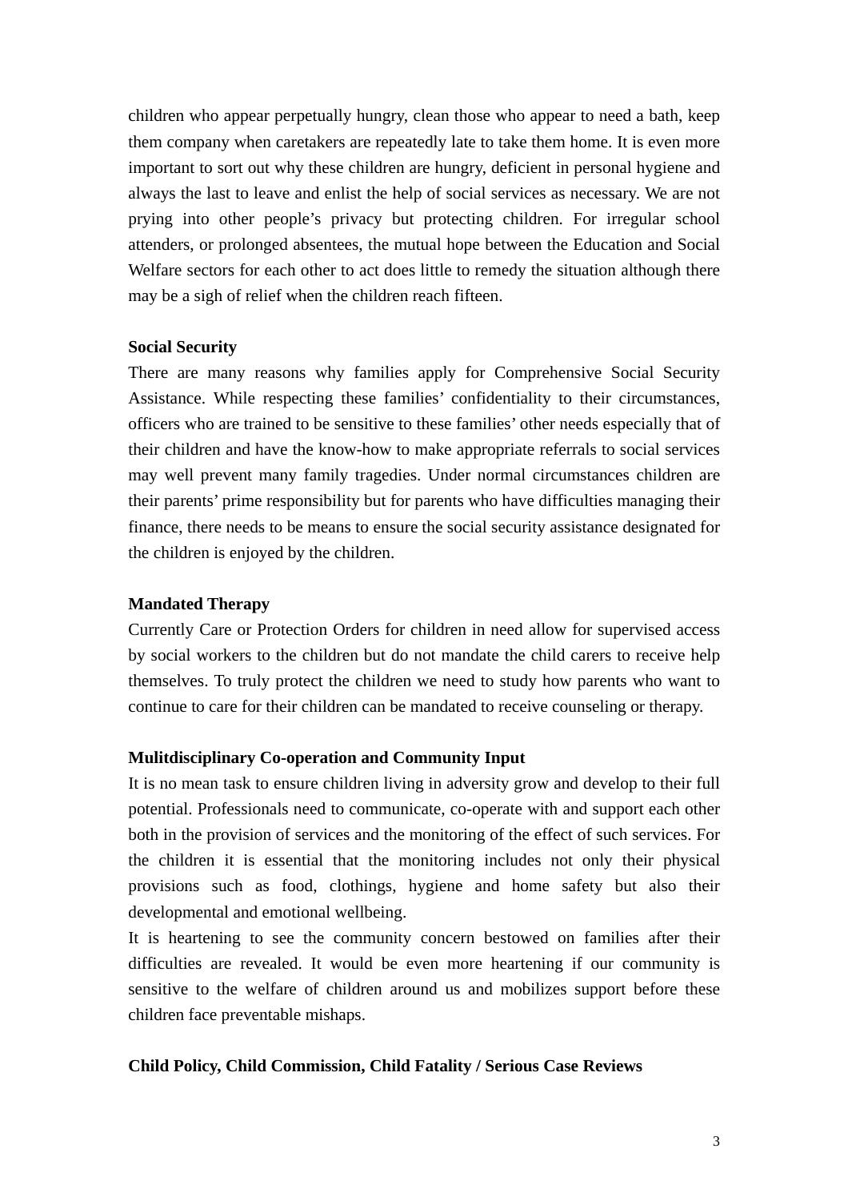children who appear perpetually hungry, clean those who appear to need a bath, keep them company when caretakers are repeatedly late to take them home. It is even more important to sort out why these children are hungry, deficient in personal hygiene and always the last to leave and enlist the help of social services as necessary. We are not prying into other people's privacy but protecting children. For irregular school attenders, or prolonged absentees, the mutual hope between the Education and Social Welfare sectors for each other to act does little to remedy the situation although there may be a sigh of relief when the children reach fifteen.

**Social Security**

There are many reasons why families apply for Comprehensive Social Security Assistance. While respecting these families' confidentiality to their circumstances, officers who are trained to be sensitive to these families' other needs especially that of their children and have the know-how to make appropriate referrals to social services may well prevent many family tragedies. Under normal circumstances children are their parents' prime responsibility but for parents who have difficulties managing their finance, there needs to be means to ensure the social security assistance designated for the children is enjoyed by the children.

**Mandated Therapy**

Currently Care or Protection Orders for children in need allow for supervised access by social workers to the children but do not mandate the child carers to receive help themselves. To truly protect the children we need to study how parents who want to continue to care for their children can be mandated to receive counseling or therapy.

**Mulitdisciplinary Co-operation and Community Input**

It is no mean task to ensure children living in adversity grow and develop to their full potential. Professionals need to communicate, co-operate with and support each other both in the provision of services and the monitoring of the effect of such services. For the children it is essential that the monitoring includes not only their physical provisions such as food, clothings, hygiene and home safety but also their developmental and emotional wellbeing.

It is heartening to see the community concern bestowed on families after their difficulties are revealed. It would be even more heartening if our community is sensitive to the welfare of children around us and mobilizes support before these children face preventable mishaps.

**Child Policy, Child Commission, Child Fatality / Serious Case Reviews**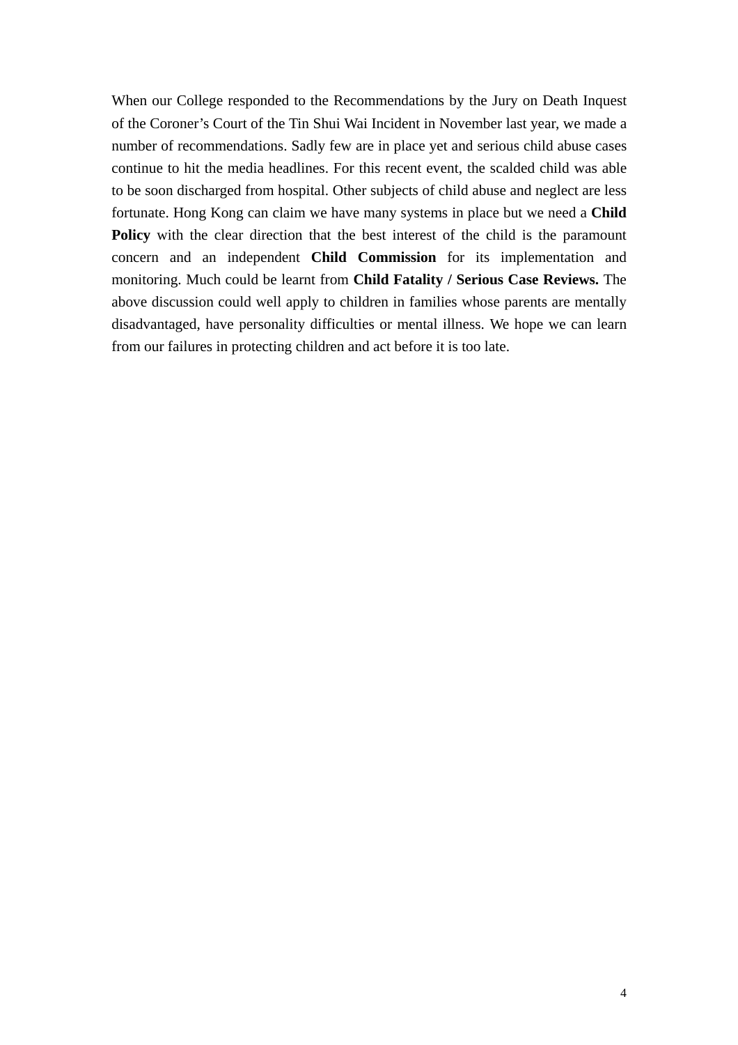When our College responded to the Recommendations by the Jury on Death Inquest of the Coroner's Court of the Tin Shui Wai Incident in November last year, we made a number of recommendations. Sadly few are in place yet and serious child abuse cases continue to hit the media headlines. For this recent event, the scalded child was able to be soon discharged from hospital. Other subjects of child abuse and neglect are less fortunate. Hong Kong can claim we have many systems in place but we need a **Child Policy** with the clear direction that the best interest of the child is the paramount concern and an independent **Child Commission** for its implementation and monitoring. Much could be learnt from **Child Fatality / Serious Case Reviews.** The above discussion could well apply to children in families whose parents are mentally disadvantaged, have personality difficulties or mental illness. We hope we can learn from our failures in protecting children and act before it is too late.